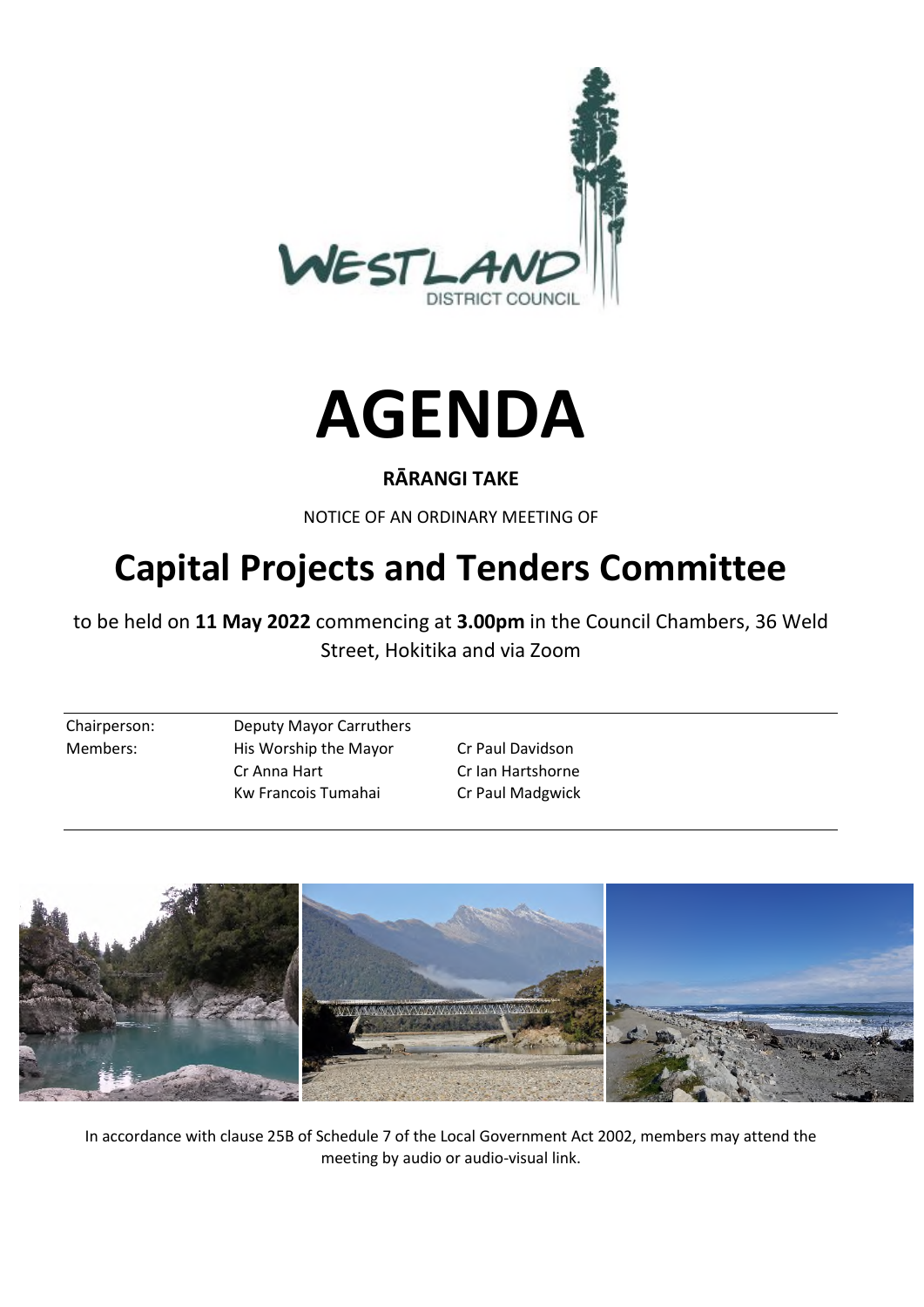# AGENDA

**RĀRANGI TAKE**

NOTICE OF AN ORDINARY MEETING OF

# Capital Projects and Tenders Committee

to be held on **11 May 2022** commencing at **3.00pm** in the Council Chambers, 36 Weld Street, Hokitika and via Zoom

| | | |
|---|---|---|
| Chairperson: | Deputy Mayor Carruthers | |
| Members: | His Worship the Mayor | Cr Paul Davidson |
| | Cr Anna Hart | Cr Ian Hartshorne |
| | Kw Francois Tumahai | Cr Paul Madgwick |

In accordance with clause 25B of Schedule 7 of the Local Government Act 2002, members may attend the meeting by audio or audio-visual link.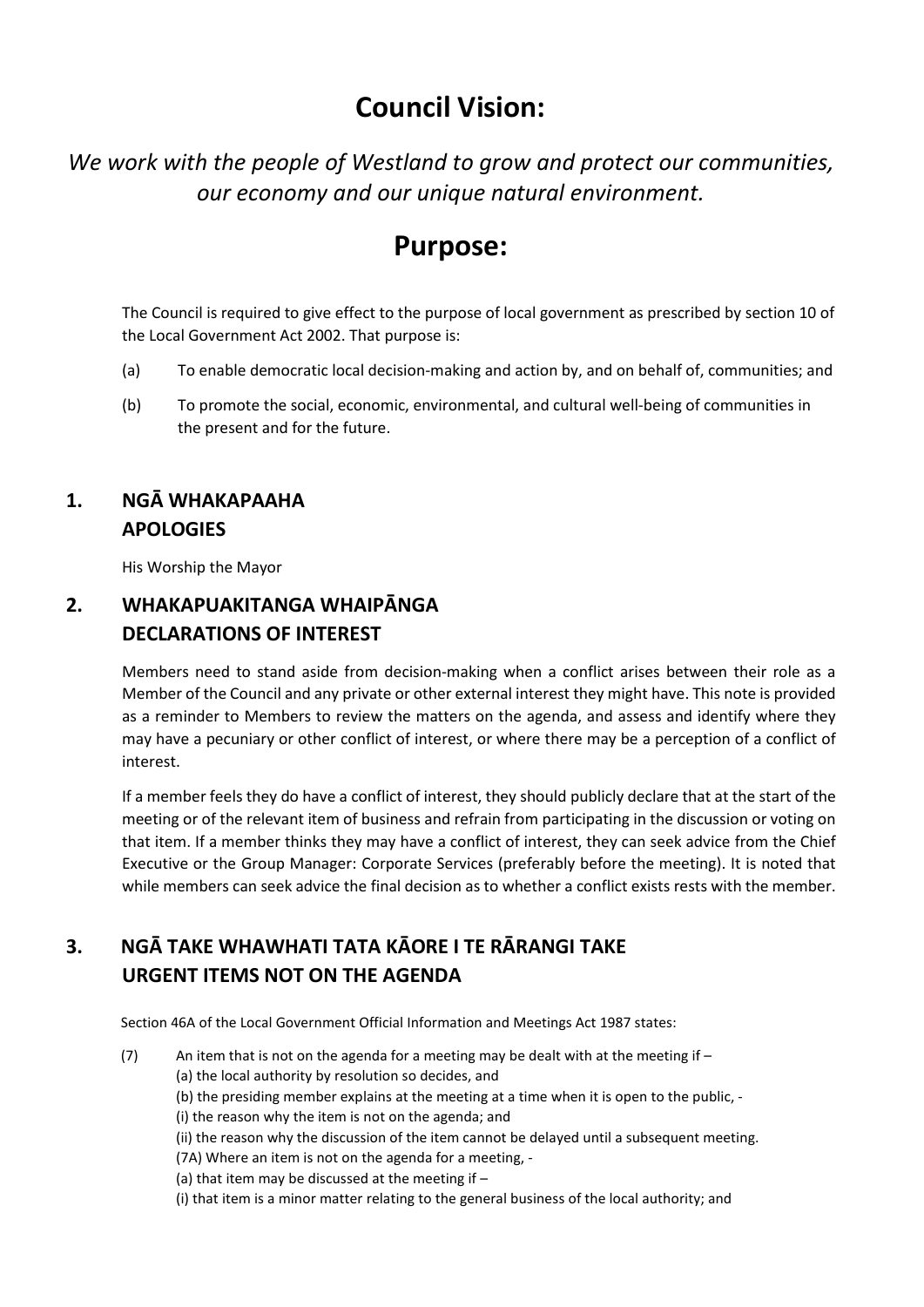# Council Vision:

*We work with the people of Westland to grow and protect our communities, our economy and our unique natural environment.*

# Purpose:

The Council is required to give effect to the purpose of local government as prescribed by section 10 of the Local Government Act 2002. That purpose is:

(a) To enable democratic local decision-making and action by, and on behalf of, communities; and

(b) To promote the social, economic, environmental, and cultural well-being of communities in the present and for the future.

## 1. NGĀ WHAKAPAAHA APOLOGIES

His Worship the Mayor

## 2. WHAKAPUAKITANGA WHAIPĀNGA DECLARATIONS OF INTEREST

Members need to stand aside from decision-making when a conflict arises between their role as a Member of the Council and any private or other external interest they might have. This note is provided as a reminder to Members to review the matters on the agenda, and assess and identify where they may have a pecuniary or other conflict of interest, or where there may be a perception of a conflict of interest.

If a member feels they do have a conflict of interest, they should publicly declare that at the start of the meeting or of the relevant item of business and refrain from participating in the discussion or voting on that item. If a member thinks they may have a conflict of interest, they can seek advice from the Chief Executive or the Group Manager: Corporate Services (preferably before the meeting). It is noted that while members can seek advice the final decision as to whether a conflict exists rests with the member.

## 3. NGĀ TAKE WHAWHATI TATA KĀORE I TE RĀRANGI TAKE URGENT ITEMS NOT ON THE AGENDA

Section 46A of the Local Government Official Information and Meetings Act 1987 states:

(7) An item that is not on the agenda for a meeting may be dealt with at the meeting if –
(a) the local authority by resolution so decides, and
(b) the presiding member explains at the meeting at a time when it is open to the public, -
(i) the reason why the item is not on the agenda; and
(ii) the reason why the discussion of the item cannot be delayed until a subsequent meeting.
(7A) Where an item is not on the agenda for a meeting, -
(a) that item may be discussed at the meeting if –
(i) that item is a minor matter relating to the general business of the local authority; and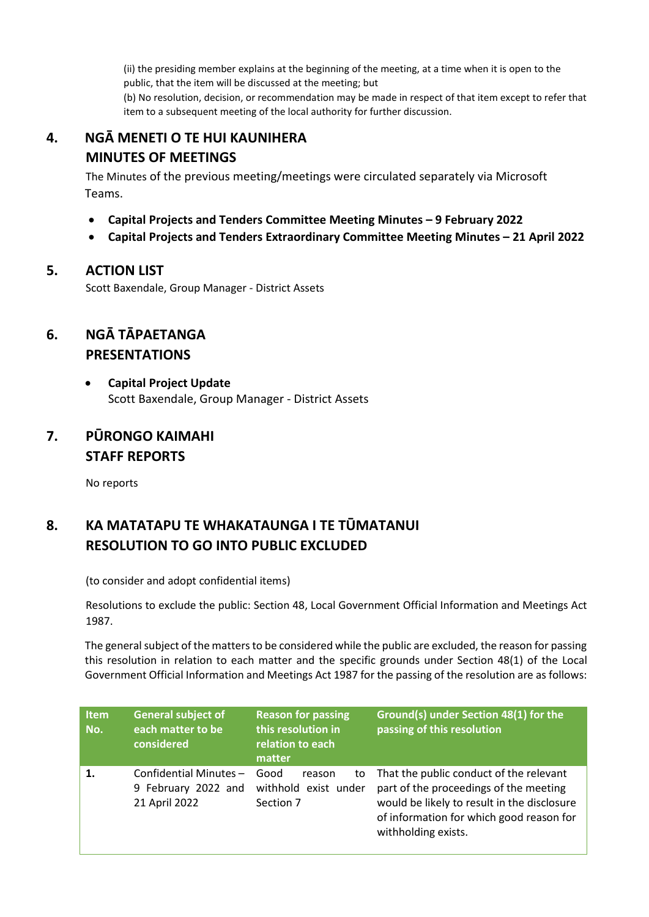(ii) the presiding member explains at the beginning of the meeting, at a time when it is open to the public, that the item will be discussed at the meeting; but

(b) No resolution, decision, or recommendation may be made in respect of that item except to refer that item to a subsequent meeting of the local authority for further discussion.

## 4. NGĀ MENETI O TE HUI KAUNIHERA MINUTES OF MEETINGS

The Minutes of the previous meeting/meetings were circulated separately via Microsoft Teams.

- **Capital Projects and Tenders Committee Meeting Minutes – 9 February 2022**
- **Capital Projects and Tenders Extraordinary Committee Meeting Minutes – 21 April 2022**

## 5. ACTION LIST

Scott Baxendale, Group Manager - District Assets

## 6. NGĀ TĀPAETANGA PRESENTATIONS

- **Capital Project Update**
  Scott Baxendale, Group Manager - District Assets

## 7. PŪRONGO KAIMAHI STAFF REPORTS

No reports

## 8. KA MATATAPU TE WHAKATAUNGA I TE TŪMATANUI RESOLUTION TO GO INTO PUBLIC EXCLUDED

(to consider and adopt confidential items)

Resolutions to exclude the public: Section 48, Local Government Official Information and Meetings Act 1987.

The general subject of the matters to be considered while the public are excluded, the reason for passing this resolution in relation to each matter and the specific grounds under Section 48(1) of the Local Government Official Information and Meetings Act 1987 for the passing of the resolution are as follows:

| Item No. | General subject of each matter to be considered | Reason for passing this resolution in relation to each matter | Ground(s) under Section 48(1) for the passing of this resolution |
|---|---|---|---|
| 1. | Confidential Minutes – 9 February 2022 and 21 April 2022 | Good reason to withhold exist under Section 7 | That the public conduct of the relevant part of the proceedings of the meeting would be likely to result in the disclosure of information for which good reason for withholding exists. |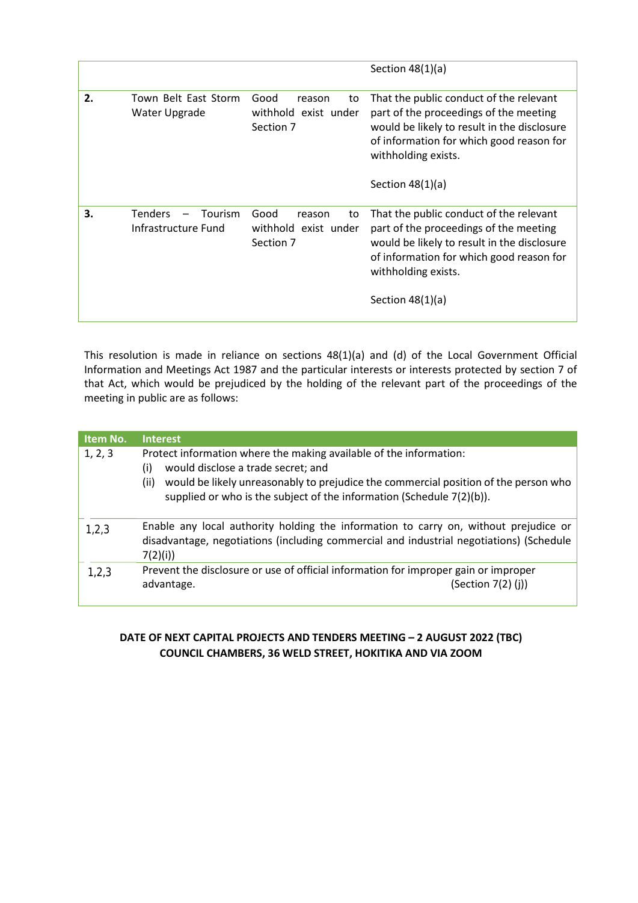|  |  |  | Section 48(1)(a) |
|---|---|---|---|
| **2.** | Town Belt East Storm Water Upgrade | Good reason to withhold exist under Section 7 | That the public conduct of the relevant part of the proceedings of the meeting would be likely to result in the disclosure of information for which good reason for withholding exists.<br><br>Section 48(1)(a) |
| **3.** | Tenders – Tourism Infrastructure Fund | Good reason to withhold exist under Section 7 | That the public conduct of the relevant part of the proceedings of the meeting would be likely to result in the disclosure of information for which good reason for withholding exists.<br><br>Section 48(1)(a) |

This resolution is made in reliance on sections 48(1)(a) and (d) of the Local Government Official Information and Meetings Act 1987 and the particular interests or interests protected by section 7 of that Act, which would be prejudiced by the holding of the relevant part of the proceedings of the meeting in public are as follows:

| Item No. | Interest |
|---|---|
| 1, 2, 3 | Protect information where the making available of the information:<br>(i) would disclose a trade secret; and<br>(ii) would be likely unreasonably to prejudice the commercial position of the person who supplied or who is the subject of the information (Schedule 7(2)(b)). |
| 1,2,3 | Enable any local authority holding the information to carry on, without prejudice or disadvantage, negotiations (including commercial and industrial negotiations) (Schedule 7(2)(i)) |
| 1,2,3 | Prevent the disclosure or use of official information for improper gain or improper advantage. (Section 7(2) (j)) |

**DATE OF NEXT CAPITAL PROJECTS AND TENDERS MEETING – 2 AUGUST 2022 (TBC)**
**COUNCIL CHAMBERS, 36 WELD STREET, HOKITIKA AND VIA ZOOM**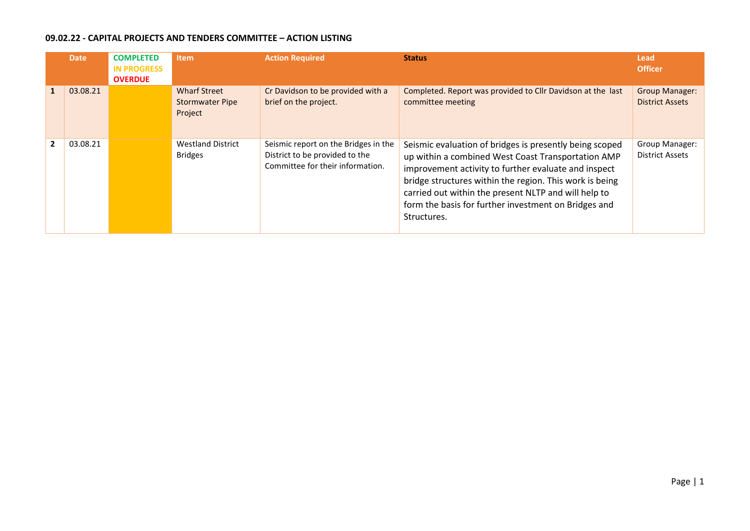**09.02.22 - CAPITAL PROJECTS AND TENDERS COMMITTEE – ACTION LISTING**

| | Date | COMPLETED IN PROGRESS OVERDUE | Item | Action Required | Status | Lead Officer |
|---|---|---|---|---|---|---|
| **1** | 03.08.21 | | Wharf Street Stormwater Pipe Project | Cr Davidson to be provided with a brief on the project. | Completed. Report was provided to Cllr Davidson at the last committee meeting | Group Manager: District Assets |
| **2** | 03.08.21 | | Westland District Bridges | Seismic report on the Bridges in the District to be provided to the Committee for their information. | Seismic evaluation of bridges is presently being scoped up within a combined West Coast Transportation AMP improvement activity to further evaluate and inspect bridge structures within the region. This work is being carried out within the present NLTP and will help to form the basis for further investment on Bridges and Structures. | Group Manager: District Assets |